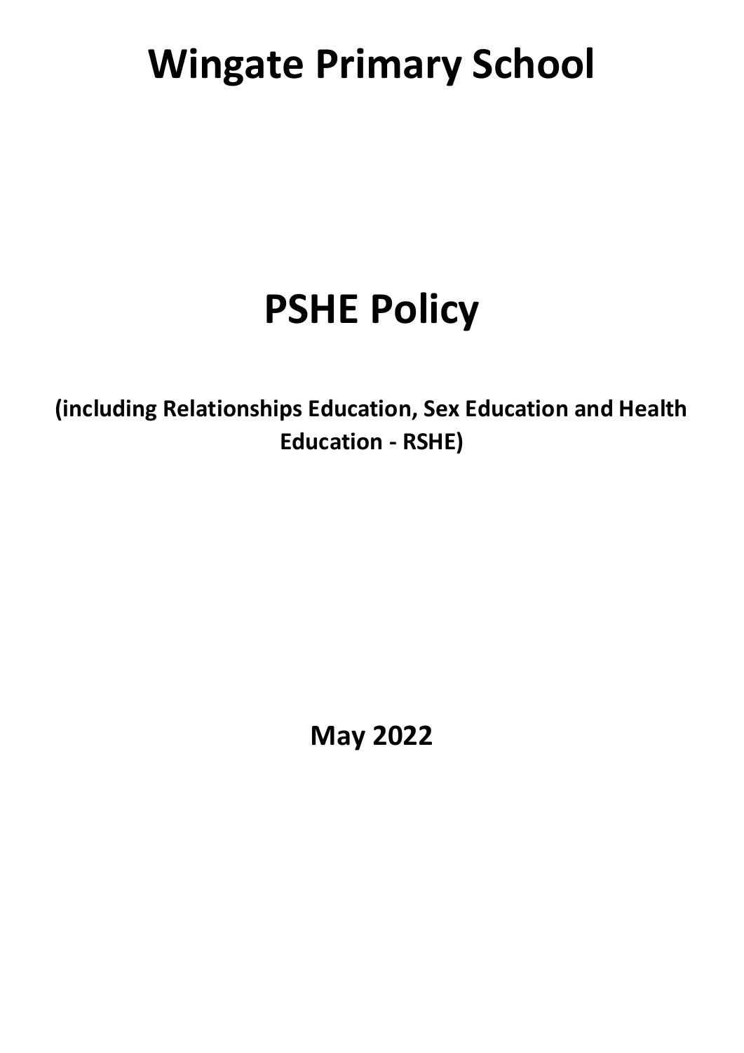# Wingate Primary School

# PSHE Policy

**(including Relationships Education, Sex Education and Health Education - RSHE)**

**May 2022**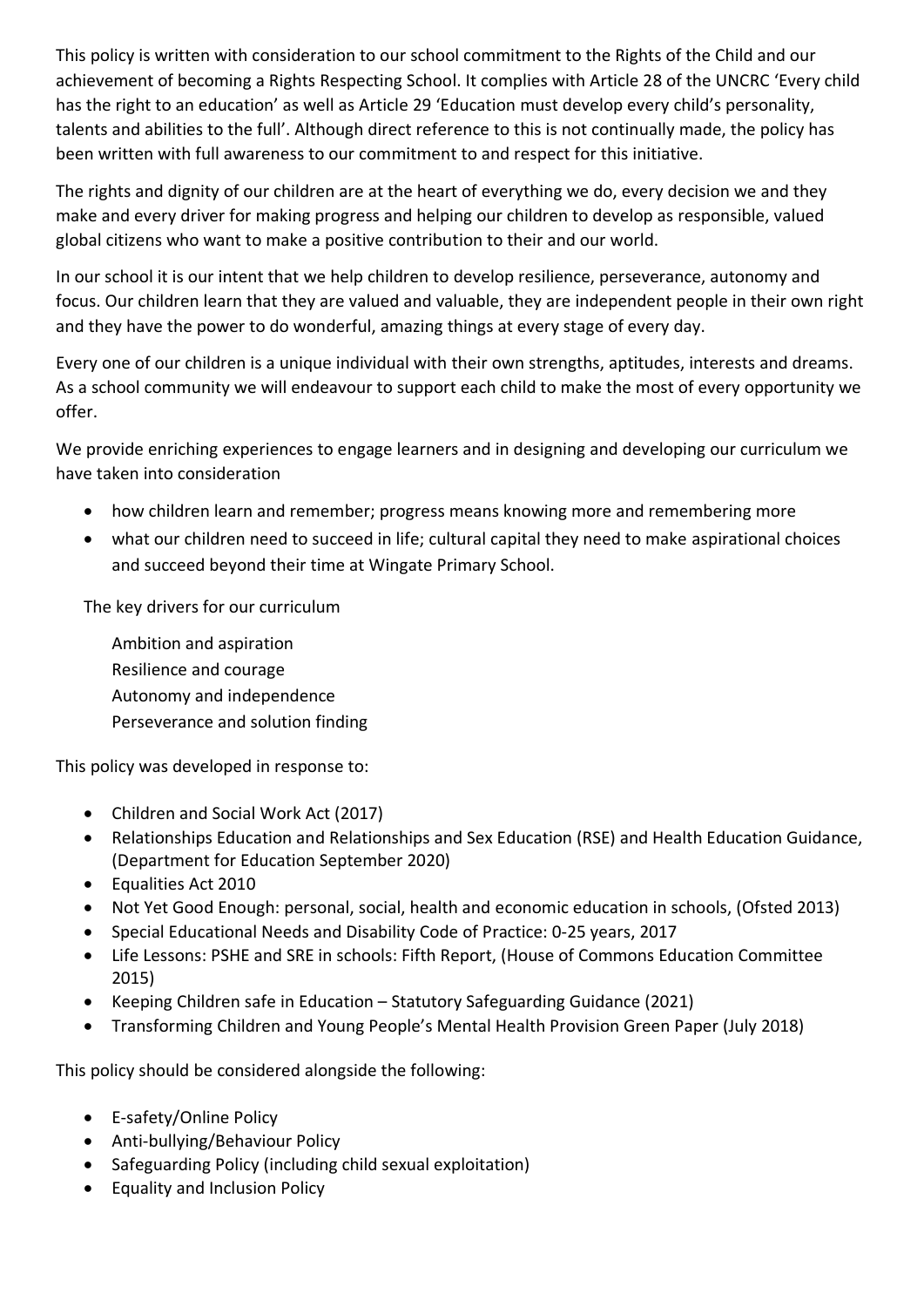This policy is written with consideration to our school commitment to the Rights of the Child and our achievement of becoming a Rights Respecting School. It complies with Article 28 of the UNCRC 'Every child has the right to an education' as well as Article 29 'Education must develop every child's personality, talents and abilities to the full'. Although direct reference to this is not continually made, the policy has been written with full awareness to our commitment to and respect for this initiative.

The rights and dignity of our children are at the heart of everything we do, every decision we and they make and every driver for making progress and helping our children to develop as responsible, valued global citizens who want to make a positive contribution to their and our world.

In our school it is our intent that we help children to develop resilience, perseverance, autonomy and focus. Our children learn that they are valued and valuable, they are independent people in their own right and they have the power to do wonderful, amazing things at every stage of every day.

Every one of our children is a unique individual with their own strengths, aptitudes, interests and dreams. As a school community we will endeavour to support each child to make the most of every opportunity we offer.

We provide enriching experiences to engage learners and in designing and developing our curriculum we have taken into consideration

- how children learn and remember; progress means knowing more and remembering more
- what our children need to succeed in life; cultural capital they need to make aspirational choices and succeed beyond their time at Wingate Primary School.

The key drivers for our curriculum

Ambition and aspiration
Resilience and courage
Autonomy and independence
Perseverance and solution finding

This policy was developed in response to:

- Children and Social Work Act (2017)
- Relationships Education and Relationships and Sex Education (RSE) and Health Education Guidance, (Department for Education September 2020)
- Equalities Act 2010
- Not Yet Good Enough: personal, social, health and economic education in schools, (Ofsted 2013)
- Special Educational Needs and Disability Code of Practice: 0-25 years, 2017
- Life Lessons: PSHE and SRE in schools: Fifth Report, (House of Commons Education Committee 2015)
- Keeping Children safe in Education – Statutory Safeguarding Guidance (2021)
- Transforming Children and Young People's Mental Health Provision Green Paper (July 2018)

This policy should be considered alongside the following:

- E-safety/Online Policy
- Anti-bullying/Behaviour Policy
- Safeguarding Policy (including child sexual exploitation)
- Equality and Inclusion Policy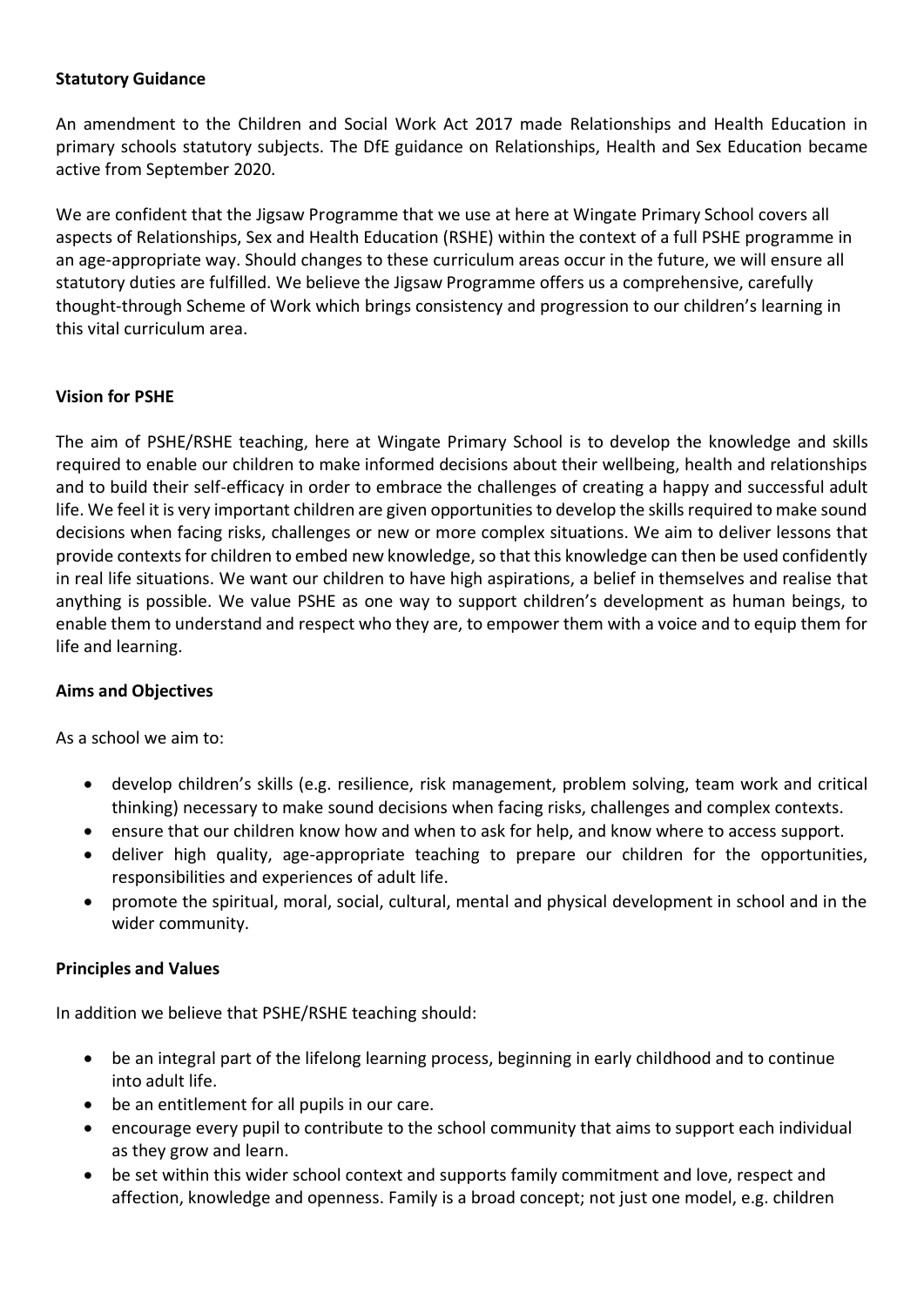**Statutory Guidance**

An amendment to the Children and Social Work Act 2017 made Relationships and Health Education in primary schools statutory subjects. The DfE guidance on Relationships, Health and Sex Education became active from September 2020.

We are confident that the Jigsaw Programme that we use at here at Wingate Primary School covers all aspects of Relationships, Sex and Health Education (RSHE) within the context of a full PSHE programme in an age-appropriate way. Should changes to these curriculum areas occur in the future, we will ensure all statutory duties are fulfilled. We believe the Jigsaw Programme offers us a comprehensive, carefully thought-through Scheme of Work which brings consistency and progression to our children's learning in this vital curriculum area.

**Vision for PSHE**

The aim of PSHE/RSHE teaching, here at Wingate Primary School is to develop the knowledge and skills required to enable our children to make informed decisions about their wellbeing, health and relationships and to build their self-efficacy in order to embrace the challenges of creating a happy and successful adult life. We feel it is very important children are given opportunities to develop the skills required to make sound decisions when facing risks, challenges or new or more complex situations. We aim to deliver lessons that provide contexts for children to embed new knowledge, so that this knowledge can then be used confidently in real life situations. We want our children to have high aspirations, a belief in themselves and realise that anything is possible. We value PSHE as one way to support children's development as human beings, to enable them to understand and respect who they are, to empower them with a voice and to equip them for life and learning.

**Aims and Objectives**

As a school we aim to:

- develop children's skills (e.g. resilience, risk management, problem solving, team work and critical thinking) necessary to make sound decisions when facing risks, challenges and complex contexts.
- ensure that our children know how and when to ask for help, and know where to access support.
- deliver high quality, age-appropriate teaching to prepare our children for the opportunities, responsibilities and experiences of adult life.
- promote the spiritual, moral, social, cultural, mental and physical development in school and in the wider community.

**Principles and Values**

In addition we believe that PSHE/RSHE teaching should:

- be an integral part of the lifelong learning process, beginning in early childhood and to continue into adult life.
- be an entitlement for all pupils in our care.
- encourage every pupil to contribute to the school community that aims to support each individual as they grow and learn.
- be set within this wider school context and supports family commitment and love, respect and affection, knowledge and openness. Family is a broad concept; not just one model, e.g. children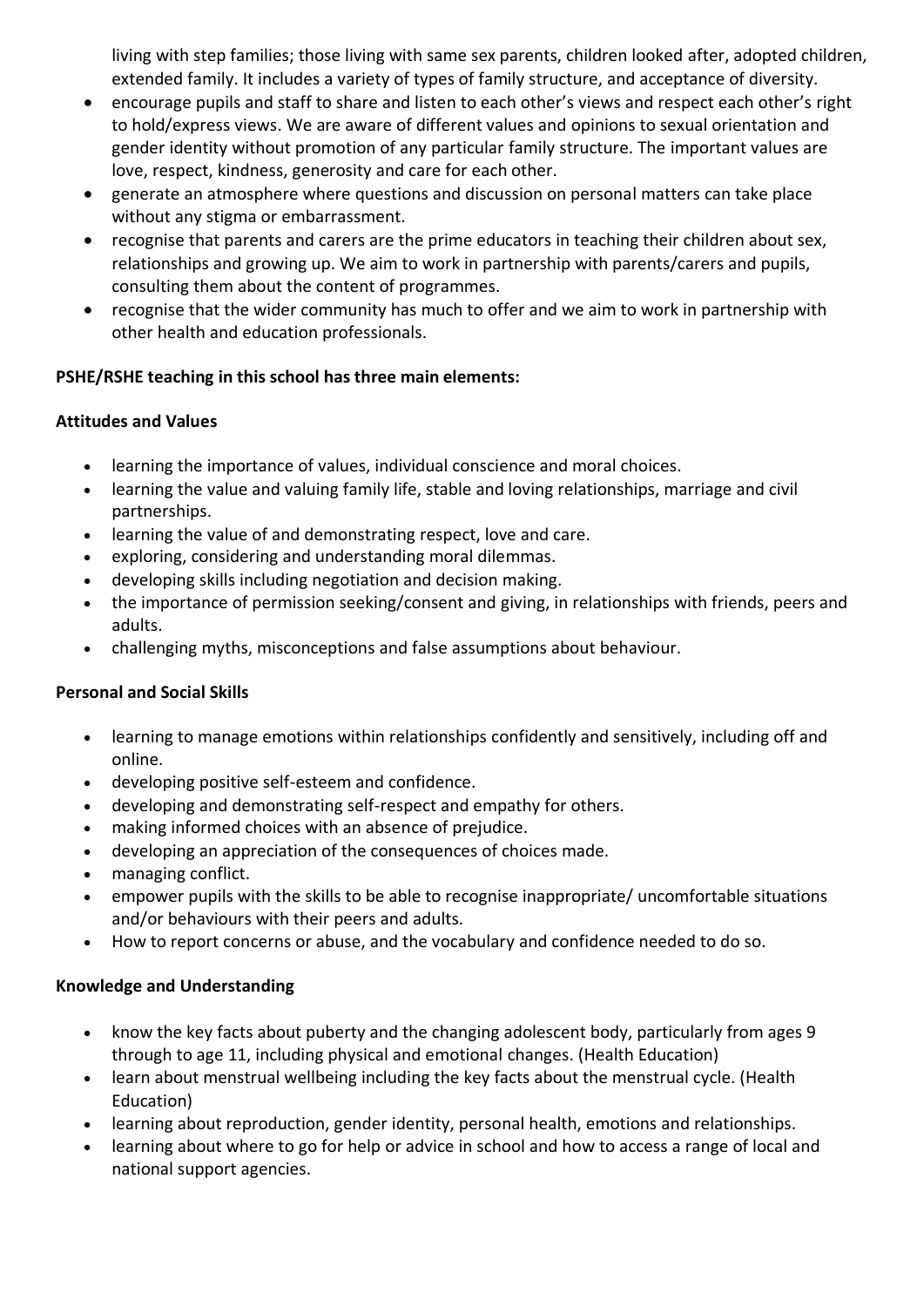living with step families; those living with same sex parents, children looked after, adopted children, extended family. It includes a variety of types of family structure, and acceptance of diversity.

- encourage pupils and staff to share and listen to each other's views and respect each other's right to hold/express views. We are aware of different values and opinions to sexual orientation and gender identity without promotion of any particular family structure. The important values are love, respect, kindness, generosity and care for each other.
- generate an atmosphere where questions and discussion on personal matters can take place without any stigma or embarrassment.
- recognise that parents and carers are the prime educators in teaching their children about sex, relationships and growing up. We aim to work in partnership with parents/carers and pupils, consulting them about the content of programmes.
- recognise that the wider community has much to offer and we aim to work in partnership with other health and education professionals.

**PSHE/RSHE teaching in this school has three main elements:**

**Attitudes and Values**

- learning the importance of values, individual conscience and moral choices.
- learning the value and valuing family life, stable and loving relationships, marriage and civil partnerships.
- learning the value of and demonstrating respect, love and care.
- exploring, considering and understanding moral dilemmas.
- developing skills including negotiation and decision making.
- the importance of permission seeking/consent and giving, in relationships with friends, peers and adults.
- challenging myths, misconceptions and false assumptions about behaviour.

**Personal and Social Skills**

- learning to manage emotions within relationships confidently and sensitively, including off and online.
- developing positive self-esteem and confidence.
- developing and demonstrating self-respect and empathy for others.
- making informed choices with an absence of prejudice.
- developing an appreciation of the consequences of choices made.
- managing conflict.
- empower pupils with the skills to be able to recognise inappropriate/ uncomfortable situations and/or behaviours with their peers and adults.
- How to report concerns or abuse, and the vocabulary and confidence needed to do so.

**Knowledge and Understanding**

- know the key facts about puberty and the changing adolescent body, particularly from ages 9 through to age 11, including physical and emotional changes. (Health Education)
- learn about menstrual wellbeing including the key facts about the menstrual cycle. (Health Education)
- learning about reproduction, gender identity, personal health, emotions and relationships.
- learning about where to go for help or advice in school and how to access a range of local and national support agencies.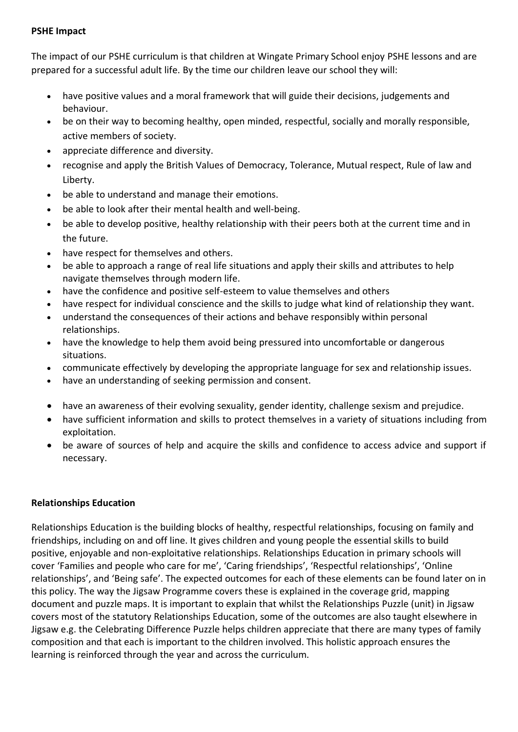**PSHE Impact**

The impact of our PSHE curriculum is that children at Wingate Primary School enjoy PSHE lessons and are prepared for a successful adult life. By the time our children leave our school they will:

- have positive values and a moral framework that will guide their decisions, judgements and behaviour.
- be on their way to becoming healthy, open minded, respectful, socially and morally responsible, active members of society.
- appreciate difference and diversity.
- recognise and apply the British Values of Democracy, Tolerance, Mutual respect, Rule of law and Liberty.
- be able to understand and manage their emotions.
- be able to look after their mental health and well-being.
- be able to develop positive, healthy relationship with their peers both at the current time and in the future.
- have respect for themselves and others.
- be able to approach a range of real life situations and apply their skills and attributes to help navigate themselves through modern life.
- have the confidence and positive self-esteem to value themselves and others
- have respect for individual conscience and the skills to judge what kind of relationship they want.
- understand the consequences of their actions and behave responsibly within personal relationships.
- have the knowledge to help them avoid being pressured into uncomfortable or dangerous situations.
- communicate effectively by developing the appropriate language for sex and relationship issues.
- have an understanding of seeking permission and consent.
- have an awareness of their evolving sexuality, gender identity, challenge sexism and prejudice.
- have sufficient information and skills to protect themselves in a variety of situations including from exploitation.
- be aware of sources of help and acquire the skills and confidence to access advice and support if necessary.

**Relationships Education**

Relationships Education is the building blocks of healthy, respectful relationships, focusing on family and friendships, including on and off line. It gives children and young people the essential skills to build positive, enjoyable and non-exploitative relationships. Relationships Education in primary schools will cover 'Families and people who care for me', 'Caring friendships', 'Respectful relationships', 'Online relationships', and 'Being safe'. The expected outcomes for each of these elements can be found later on in this policy. The way the Jigsaw Programme covers these is explained in the coverage grid, mapping document and puzzle maps. It is important to explain that whilst the Relationships Puzzle (unit) in Jigsaw covers most of the statutory Relationships Education, some of the outcomes are also taught elsewhere in Jigsaw e.g. the Celebrating Difference Puzzle helps children appreciate that there are many types of family composition and that each is important to the children involved. This holistic approach ensures the learning is reinforced through the year and across the curriculum.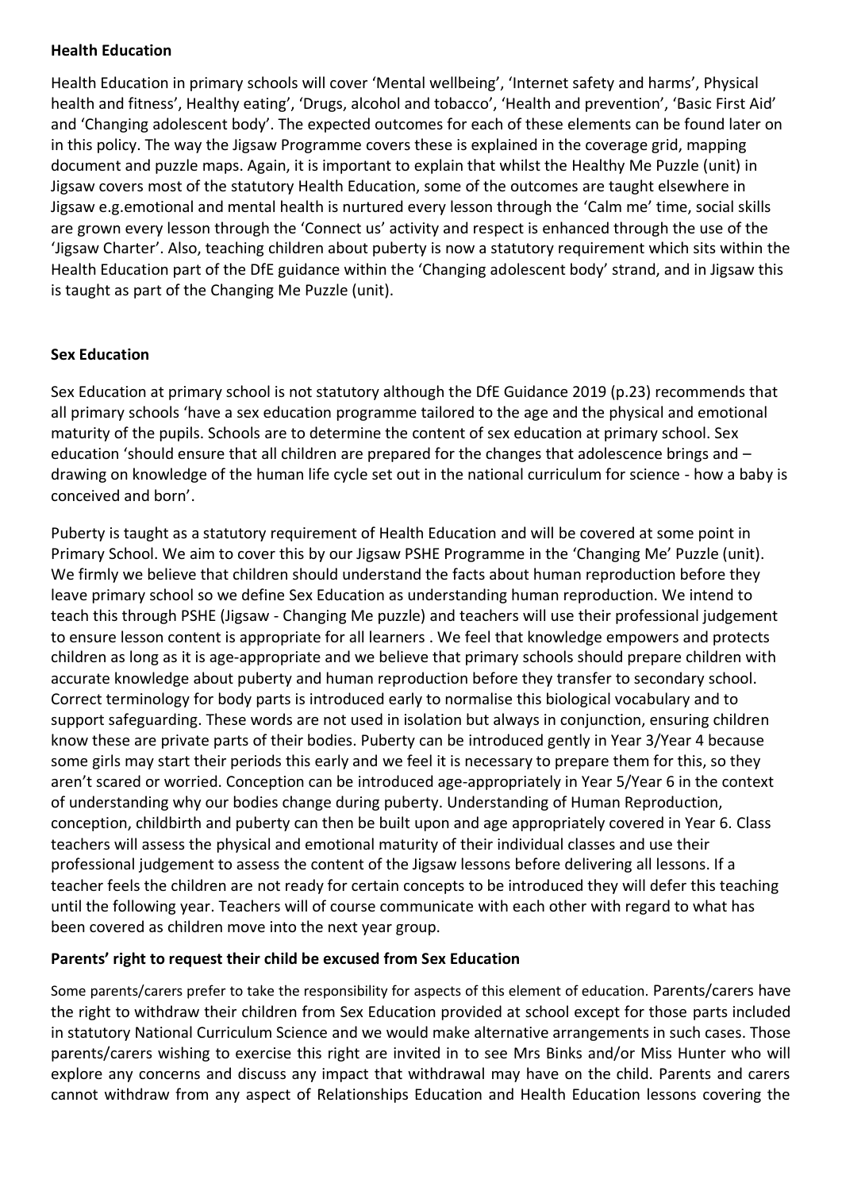**Health Education**

Health Education in primary schools will cover 'Mental wellbeing', 'Internet safety and harms', Physical health and fitness', Healthy eating', 'Drugs, alcohol and tobacco', 'Health and prevention', 'Basic First Aid' and 'Changing adolescent body'. The expected outcomes for each of these elements can be found later on in this policy. The way the Jigsaw Programme covers these is explained in the coverage grid, mapping document and puzzle maps. Again, it is important to explain that whilst the Healthy Me Puzzle (unit) in Jigsaw covers most of the statutory Health Education, some of the outcomes are taught elsewhere in Jigsaw e.g.emotional and mental health is nurtured every lesson through the 'Calm me' time, social skills are grown every lesson through the 'Connect us' activity and respect is enhanced through the use of the 'Jigsaw Charter'. Also, teaching children about puberty is now a statutory requirement which sits within the Health Education part of the DfE guidance within the 'Changing adolescent body' strand, and in Jigsaw this is taught as part of the Changing Me Puzzle (unit).

**Sex Education**

Sex Education at primary school is not statutory although the DfE Guidance 2019 (p.23) recommends that all primary schools 'have a sex education programme tailored to the age and the physical and emotional maturity of the pupils. Schools are to determine the content of sex education at primary school. Sex education 'should ensure that all children are prepared for the changes that adolescence brings and – drawing on knowledge of the human life cycle set out in the national curriculum for science - how a baby is conceived and born'.

Puberty is taught as a statutory requirement of Health Education and will be covered at some point in Primary School. We aim to cover this by our Jigsaw PSHE Programme in the 'Changing Me' Puzzle (unit). We firmly we believe that children should understand the facts about human reproduction before they leave primary school so we define Sex Education as understanding human reproduction. We intend to teach this through PSHE (Jigsaw - Changing Me puzzle) and teachers will use their professional judgement to ensure lesson content is appropriate for all learners . We feel that knowledge empowers and protects children as long as it is age-appropriate and we believe that primary schools should prepare children with accurate knowledge about puberty and human reproduction before they transfer to secondary school. Correct terminology for body parts is introduced early to normalise this biological vocabulary and to support safeguarding. These words are not used in isolation but always in conjunction, ensuring children know these are private parts of their bodies. Puberty can be introduced gently in Year 3/Year 4 because some girls may start their periods this early and we feel it is necessary to prepare them for this, so they aren't scared or worried. Conception can be introduced age-appropriately in Year 5/Year 6 in the context of understanding why our bodies change during puberty. Understanding of Human Reproduction, conception, childbirth and puberty can then be built upon and age appropriately covered in Year 6. Class teachers will assess the physical and emotional maturity of their individual classes and use their professional judgement to assess the content of the Jigsaw lessons before delivering all lessons. If a teacher feels the children are not ready for certain concepts to be introduced they will defer this teaching until the following year. Teachers will of course communicate with each other with regard to what has been covered as children move into the next year group.

**Parents' right to request their child be excused from Sex Education**

Some parents/carers prefer to take the responsibility for aspects of this element of education. Parents/carers have the right to withdraw their children from Sex Education provided at school except for those parts included in statutory National Curriculum Science and we would make alternative arrangements in such cases. Those parents/carers wishing to exercise this right are invited in to see Mrs Binks and/or Miss Hunter who will explore any concerns and discuss any impact that withdrawal may have on the child. Parents and carers cannot withdraw from any aspect of Relationships Education and Health Education lessons covering the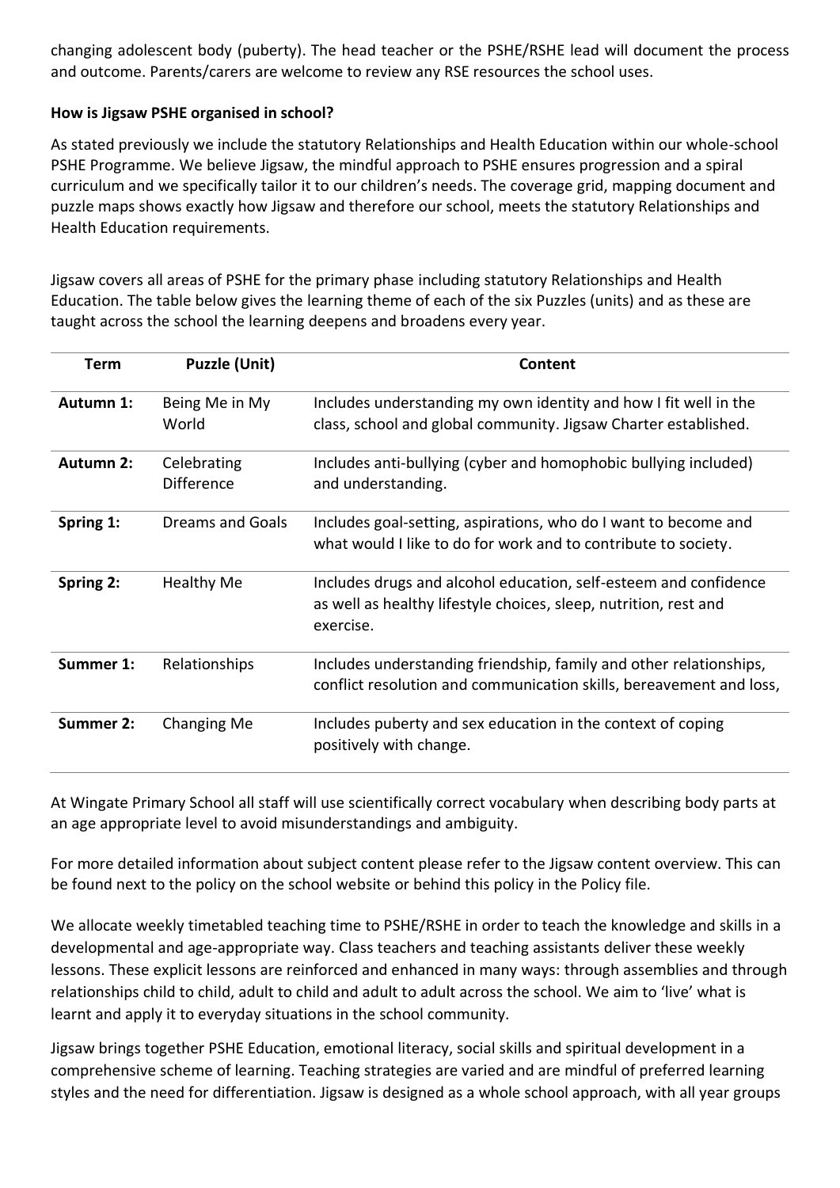changing adolescent body (puberty). The head teacher or the PSHE/RSHE lead will document the process and outcome. Parents/carers are welcome to review any RSE resources the school uses.

**How is Jigsaw PSHE organised in school?**

As stated previously we include the statutory Relationships and Health Education within our whole-school PSHE Programme. We believe Jigsaw, the mindful approach to PSHE ensures progression and a spiral curriculum and we specifically tailor it to our children's needs. The coverage grid, mapping document and puzzle maps shows exactly how Jigsaw and therefore our school, meets the statutory Relationships and Health Education requirements.

Jigsaw covers all areas of PSHE for the primary phase including statutory Relationships and Health Education. The table below gives the learning theme of each of the six Puzzles (units) and as these are taught across the school the learning deepens and broadens every year.

| Term | Puzzle (Unit) | Content |
|---|---|---|
| **Autumn 1:** | Being Me in My World | Includes understanding my own identity and how I fit well in the class, school and global community. Jigsaw Charter established. |
| **Autumn 2:** | Celebrating Difference | Includes anti-bullying (cyber and homophobic bullying included) and understanding. |
| **Spring 1:** | Dreams and Goals | Includes goal-setting, aspirations, who do I want to become and what would I like to do for work and to contribute to society. |
| **Spring 2:** | Healthy Me | Includes drugs and alcohol education, self-esteem and confidence as well as healthy lifestyle choices, sleep, nutrition, rest and exercise. |
| **Summer 1:** | Relationships | Includes understanding friendship, family and other relationships, conflict resolution and communication skills, bereavement and loss, |
| **Summer 2:** | Changing Me | Includes puberty and sex education in the context of coping positively with change. |

At Wingate Primary School all staff will use scientifically correct vocabulary when describing body parts at an age appropriate level to avoid misunderstandings and ambiguity.

For more detailed information about subject content please refer to the Jigsaw content overview. This can be found next to the policy on the school website or behind this policy in the Policy file.

We allocate weekly timetabled teaching time to PSHE/RSHE in order to teach the knowledge and skills in a developmental and age-appropriate way. Class teachers and teaching assistants deliver these weekly lessons. These explicit lessons are reinforced and enhanced in many ways: through assemblies and through relationships child to child, adult to child and adult to adult across the school. We aim to 'live' what is learnt and apply it to everyday situations in the school community.

Jigsaw brings together PSHE Education, emotional literacy, social skills and spiritual development in a comprehensive scheme of learning. Teaching strategies are varied and are mindful of preferred learning styles and the need for differentiation. Jigsaw is designed as a whole school approach, with all year groups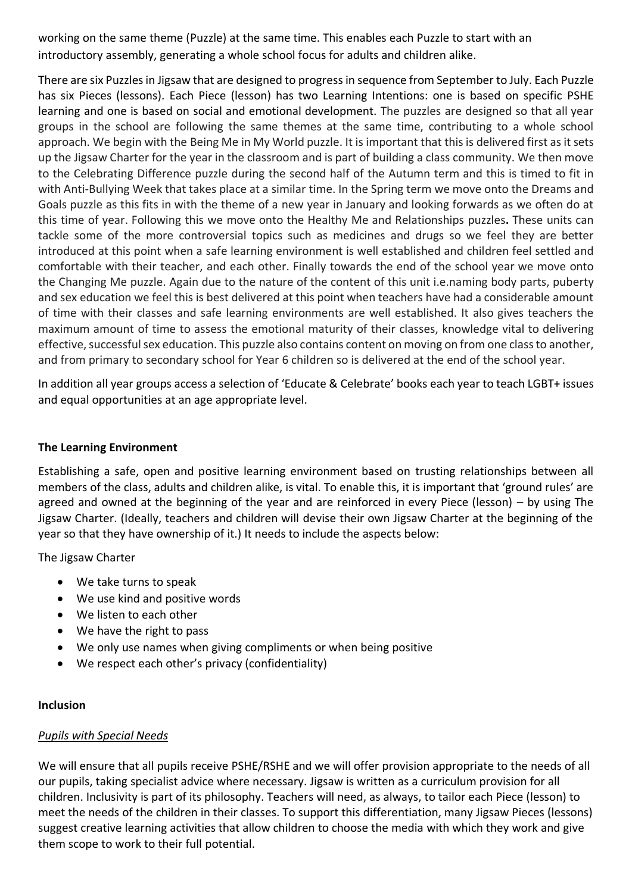working on the same theme (Puzzle) at the same time. This enables each Puzzle to start with an introductory assembly, generating a whole school focus for adults and children alike.

There are six Puzzles in Jigsaw that are designed to progress in sequence from September to July. Each Puzzle has six Pieces (lessons). Each Piece (lesson) has two Learning Intentions: one is based on specific PSHE learning and one is based on social and emotional development. The puzzles are designed so that all year groups in the school are following the same themes at the same time, contributing to a whole school approach. We begin with the Being Me in My World puzzle. It is important that this is delivered first as it sets up the Jigsaw Charter for the year in the classroom and is part of building a class community. We then move to the Celebrating Difference puzzle during the second half of the Autumn term and this is timed to fit in with Anti-Bullying Week that takes place at a similar time. In the Spring term we move onto the Dreams and Goals puzzle as this fits in with the theme of a new year in January and looking forwards as we often do at this time of year. Following this we move onto the Healthy Me and Relationships puzzles**.** These units can tackle some of the more controversial topics such as medicines and drugs so we feel they are better introduced at this point when a safe learning environment is well established and children feel settled and comfortable with their teacher, and each other. Finally towards the end of the school year we move onto the Changing Me puzzle. Again due to the nature of the content of this unit i.e.naming body parts, puberty and sex education we feel this is best delivered at this point when teachers have had a considerable amount of time with their classes and safe learning environments are well established. It also gives teachers the maximum amount of time to assess the emotional maturity of their classes, knowledge vital to delivering effective, successful sex education. This puzzle also contains content on moving on from one class to another, and from primary to secondary school for Year 6 children so is delivered at the end of the school year.

In addition all year groups access a selection of 'Educate & Celebrate' books each year to teach LGBT+ issues and equal opportunities at an age appropriate level.

**The Learning Environment**

Establishing a safe, open and positive learning environment based on trusting relationships between all members of the class, adults and children alike, is vital. To enable this, it is important that 'ground rules' are agreed and owned at the beginning of the year and are reinforced in every Piece (lesson) – by using The Jigsaw Charter. (Ideally, teachers and children will devise their own Jigsaw Charter at the beginning of the year so that they have ownership of it.) It needs to include the aspects below:

The Jigsaw Charter

- We take turns to speak
- We use kind and positive words
- We listen to each other
- We have the right to pass
- We only use names when giving compliments or when being positive
- We respect each other's privacy (confidentiality)

**Inclusion**

*Pupils with Special Needs*

We will ensure that all pupils receive PSHE/RSHE and we will offer provision appropriate to the needs of all our pupils, taking specialist advice where necessary. Jigsaw is written as a curriculum provision for all children. Inclusivity is part of its philosophy. Teachers will need, as always, to tailor each Piece (lesson) to meet the needs of the children in their classes. To support this differentiation, many Jigsaw Pieces (lessons) suggest creative learning activities that allow children to choose the media with which they work and give them scope to work to their full potential.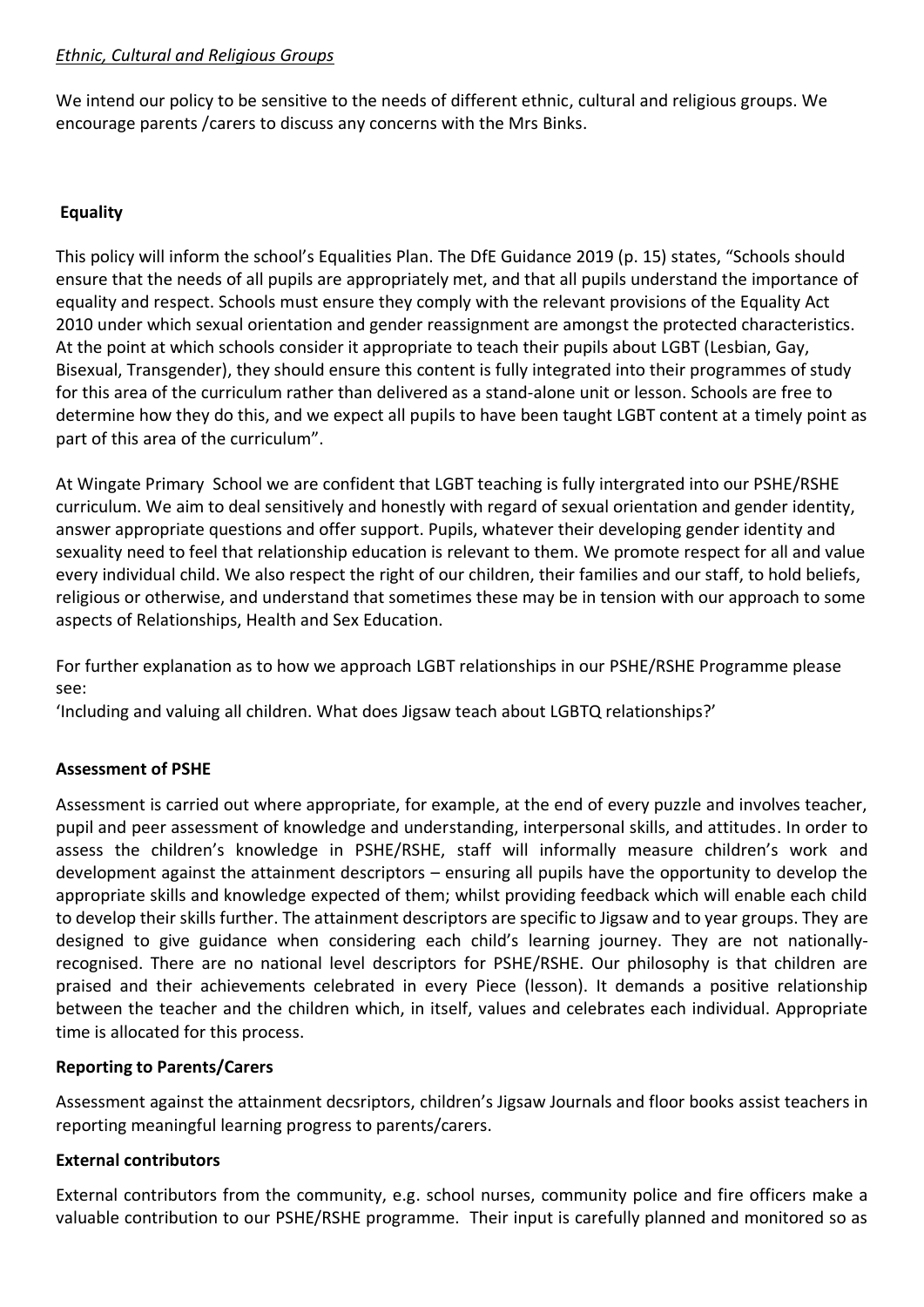*Ethnic, Cultural and Religious Groups*

We intend our policy to be sensitive to the needs of different ethnic, cultural and religious groups. We encourage parents /carers to discuss any concerns with the Mrs Binks.

**Equality**

This policy will inform the school's Equalities Plan. The DfE Guidance 2019 (p. 15) states, "Schools should ensure that the needs of all pupils are appropriately met, and that all pupils understand the importance of equality and respect. Schools must ensure they comply with the relevant provisions of the Equality Act 2010 under which sexual orientation and gender reassignment are amongst the protected characteristics. At the point at which schools consider it appropriate to teach their pupils about LGBT (Lesbian, Gay, Bisexual, Transgender), they should ensure this content is fully integrated into their programmes of study for this area of the curriculum rather than delivered as a stand-alone unit or lesson. Schools are free to determine how they do this, and we expect all pupils to have been taught LGBT content at a timely point as part of this area of the curriculum".

At Wingate Primary School we are confident that LGBT teaching is fully intergrated into our PSHE/RSHE curriculum. We aim to deal sensitively and honestly with regard of sexual orientation and gender identity, answer appropriate questions and offer support. Pupils, whatever their developing gender identity and sexuality need to feel that relationship education is relevant to them. We promote respect for all and value every individual child. We also respect the right of our children, their families and our staff, to hold beliefs, religious or otherwise, and understand that sometimes these may be in tension with our approach to some aspects of Relationships, Health and Sex Education.

For further explanation as to how we approach LGBT relationships in our PSHE/RSHE Programme please see:

'Including and valuing all children. What does Jigsaw teach about LGBTQ relationships?'

**Assessment of PSHE**

Assessment is carried out where appropriate, for example, at the end of every puzzle and involves teacher, pupil and peer assessment of knowledge and understanding, interpersonal skills, and attitudes. In order to assess the children's knowledge in PSHE/RSHE, staff will informally measure children's work and development against the attainment descriptors – ensuring all pupils have the opportunity to develop the appropriate skills and knowledge expected of them; whilst providing feedback which will enable each child to develop their skills further. The attainment descriptors are specific to Jigsaw and to year groups. They are designed to give guidance when considering each child's learning journey. They are not nationally-recognised. There are no national level descriptors for PSHE/RSHE. Our philosophy is that children are praised and their achievements celebrated in every Piece (lesson). It demands a positive relationship between the teacher and the children which, in itself, values and celebrates each individual. Appropriate time is allocated for this process.

**Reporting to Parents/Carers**

Assessment against the attainment decsriptors, children's Jigsaw Journals and floor books assist teachers in reporting meaningful learning progress to parents/carers.

**External contributors**

External contributors from the community, e.g. school nurses, community police and fire officers make a valuable contribution to our PSHE/RSHE programme. Their input is carefully planned and monitored so as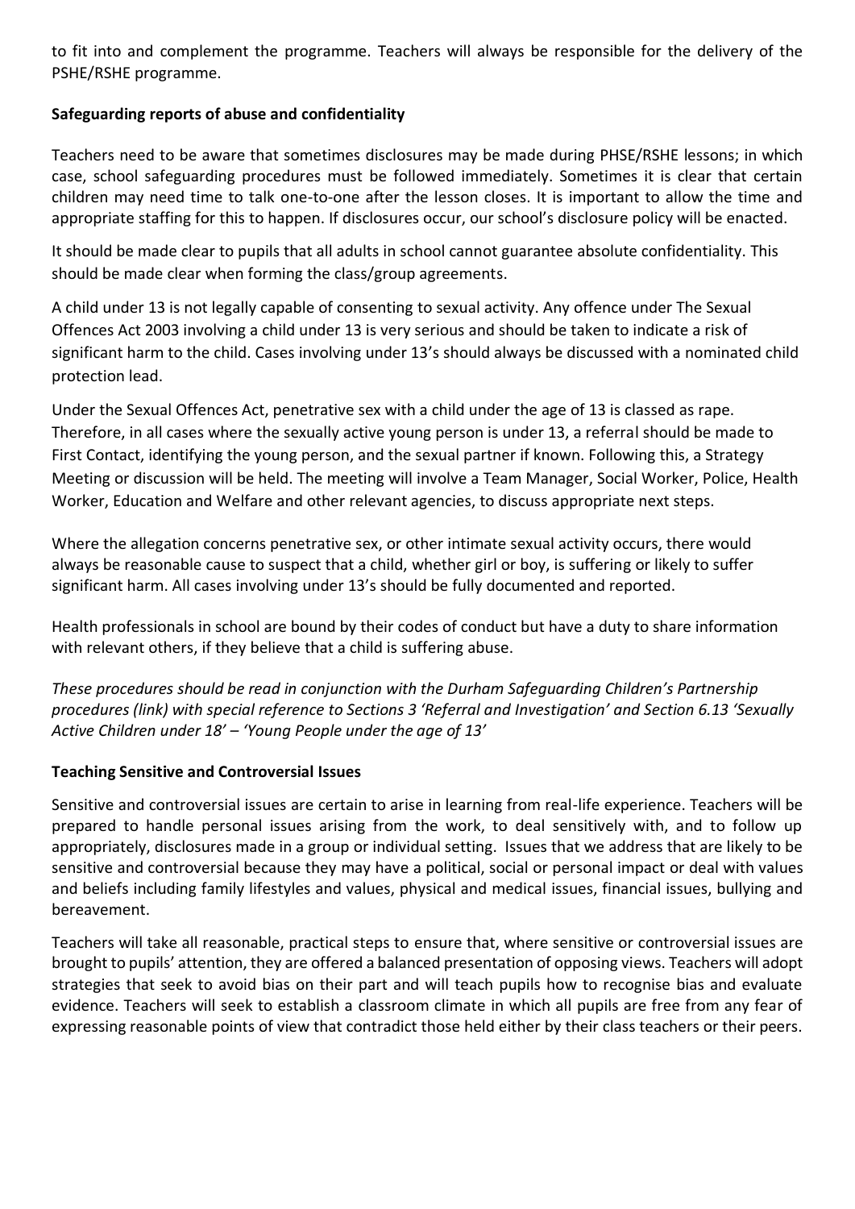to fit into and complement the programme. Teachers will always be responsible for the delivery of the PSHE/RSHE programme.

**Safeguarding reports of abuse and confidentiality**

Teachers need to be aware that sometimes disclosures may be made during PHSE/RSHE lessons; in which case, school safeguarding procedures must be followed immediately. Sometimes it is clear that certain children may need time to talk one-to-one after the lesson closes. It is important to allow the time and appropriate staffing for this to happen. If disclosures occur, our school's disclosure policy will be enacted.

It should be made clear to pupils that all adults in school cannot guarantee absolute confidentiality. This should be made clear when forming the class/group agreements.

A child under 13 is not legally capable of consenting to sexual activity. Any offence under The Sexual Offences Act 2003 involving a child under 13 is very serious and should be taken to indicate a risk of significant harm to the child. Cases involving under 13's should always be discussed with a nominated child protection lead.

Under the Sexual Offences Act, penetrative sex with a child under the age of 13 is classed as rape. Therefore, in all cases where the sexually active young person is under 13, a referral should be made to First Contact, identifying the young person, and the sexual partner if known. Following this, a Strategy Meeting or discussion will be held. The meeting will involve a Team Manager, Social Worker, Police, Health Worker, Education and Welfare and other relevant agencies, to discuss appropriate next steps.

Where the allegation concerns penetrative sex, or other intimate sexual activity occurs, there would always be reasonable cause to suspect that a child, whether girl or boy, is suffering or likely to suffer significant harm. All cases involving under 13's should be fully documented and reported.

Health professionals in school are bound by their codes of conduct but have a duty to share information with relevant others, if they believe that a child is suffering abuse.

*These procedures should be read in conjunction with the Durham Safeguarding Children's Partnership procedures (link) with special reference to Sections 3 'Referral and Investigation' and Section 6.13 'Sexually Active Children under 18' – 'Young People under the age of 13'*

**Teaching Sensitive and Controversial Issues**

Sensitive and controversial issues are certain to arise in learning from real-life experience. Teachers will be prepared to handle personal issues arising from the work, to deal sensitively with, and to follow up appropriately, disclosures made in a group or individual setting. Issues that we address that are likely to be sensitive and controversial because they may have a political, social or personal impact or deal with values and beliefs including family lifestyles and values, physical and medical issues, financial issues, bullying and bereavement.

Teachers will take all reasonable, practical steps to ensure that, where sensitive or controversial issues are brought to pupils' attention, they are offered a balanced presentation of opposing views. Teachers will adopt strategies that seek to avoid bias on their part and will teach pupils how to recognise bias and evaluate evidence. Teachers will seek to establish a classroom climate in which all pupils are free from any fear of expressing reasonable points of view that contradict those held either by their class teachers or their peers.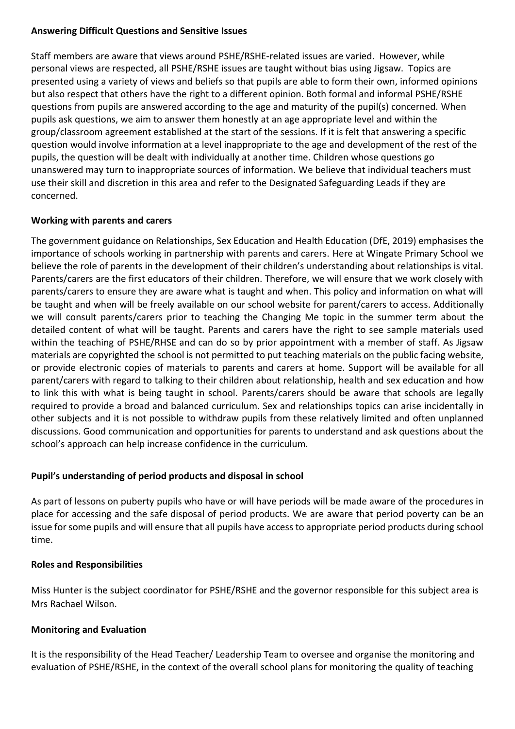**Answering Difficult Questions and Sensitive Issues**

Staff members are aware that views around PSHE/RSHE-related issues are varied. However, while personal views are respected, all PSHE/RSHE issues are taught without bias using Jigsaw. Topics are presented using a variety of views and beliefs so that pupils are able to form their own, informed opinions but also respect that others have the right to a different opinion. Both formal and informal PSHE/RSHE questions from pupils are answered according to the age and maturity of the pupil(s) concerned. When pupils ask questions, we aim to answer them honestly at an age appropriate level and within the group/classroom agreement established at the start of the sessions. If it is felt that answering a specific question would involve information at a level inappropriate to the age and development of the rest of the pupils, the question will be dealt with individually at another time. Children whose questions go unanswered may turn to inappropriate sources of information. We believe that individual teachers must use their skill and discretion in this area and refer to the Designated Safeguarding Leads if they are concerned.

**Working with parents and carers**

The government guidance on Relationships, Sex Education and Health Education (DfE, 2019) emphasises the importance of schools working in partnership with parents and carers. Here at Wingate Primary School we believe the role of parents in the development of their children's understanding about relationships is vital. Parents/carers are the first educators of their children. Therefore, we will ensure that we work closely with parents/carers to ensure they are aware what is taught and when. This policy and information on what will be taught and when will be freely available on our school website for parent/carers to access. Additionally we will consult parents/carers prior to teaching the Changing Me topic in the summer term about the detailed content of what will be taught. Parents and carers have the right to see sample materials used within the teaching of PSHE/RHSE and can do so by prior appointment with a member of staff. As Jigsaw materials are copyrighted the school is not permitted to put teaching materials on the public facing website, or provide electronic copies of materials to parents and carers at home. Support will be available for all parent/carers with regard to talking to their children about relationship, health and sex education and how to link this with what is being taught in school. Parents/carers should be aware that schools are legally required to provide a broad and balanced curriculum. Sex and relationships topics can arise incidentally in other subjects and it is not possible to withdraw pupils from these relatively limited and often unplanned discussions. Good communication and opportunities for parents to understand and ask questions about the school's approach can help increase confidence in the curriculum.

**Pupil's understanding of period products and disposal in school**

As part of lessons on puberty pupils who have or will have periods will be made aware of the procedures in place for accessing and the safe disposal of period products. We are aware that period poverty can be an issue for some pupils and will ensure that all pupils have access to appropriate period products during school time.

**Roles and Responsibilities**

Miss Hunter is the subject coordinator for PSHE/RSHE and the governor responsible for this subject area is Mrs Rachael Wilson.

**Monitoring and Evaluation**

It is the responsibility of the Head Teacher/ Leadership Team to oversee and organise the monitoring and evaluation of PSHE/RSHE, in the context of the overall school plans for monitoring the quality of teaching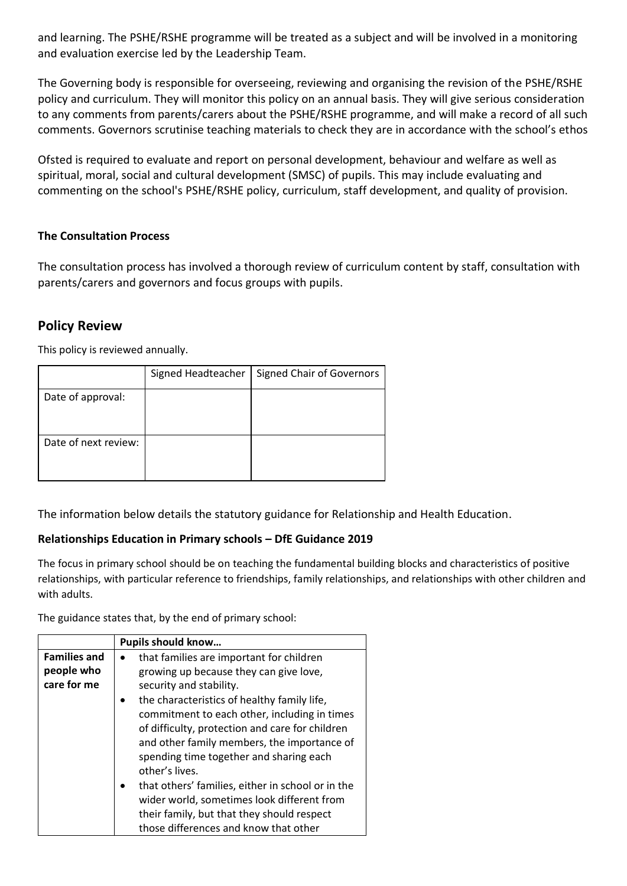and learning. The PSHE/RSHE programme will be treated as a subject and will be involved in a monitoring and evaluation exercise led by the Leadership Team.

The Governing body is responsible for overseeing, reviewing and organising the revision of the PSHE/RSHE policy and curriculum. They will monitor this policy on an annual basis. They will give serious consideration to any comments from parents/carers about the PSHE/RSHE programme, and will make a record of all such comments. Governors scrutinise teaching materials to check they are in accordance with the school's ethos

Ofsted is required to evaluate and report on personal development, behaviour and welfare as well as spiritual, moral, social and cultural development (SMSC) of pupils. This may include evaluating and commenting on the school's PSHE/RSHE policy, curriculum, staff development, and quality of provision.

**The Consultation Process**

The consultation process has involved a thorough review of curriculum content by staff, consultation with parents/carers and governors and focus groups with pupils.

## Policy Review

This policy is reviewed annually.

| | Signed Headteacher | Signed Chair of Governors |
|---|---|---|
| Date of approval: | | |
| Date of next review: | | |

The information below details the statutory guidance for Relationship and Health Education.

**Relationships Education in Primary schools – DfE Guidance 2019**

The focus in primary school should be on teaching the fundamental building blocks and characteristics of positive relationships, with particular reference to friendships, family relationships, and relationships with other children and with adults.

The guidance states that, by the end of primary school:

| | **Pupils should know…** |
|---|---|
| **Families and people who care for me** | • that families are important for children growing up because they can give love, security and stability.<br>• the characteristics of healthy family life, commitment to each other, including in times of difficulty, protection and care for children and other family members, the importance of spending time together and sharing each other's lives.<br>• that others' families, either in school or in the wider world, sometimes look different from their family, but that they should respect those differences and know that other |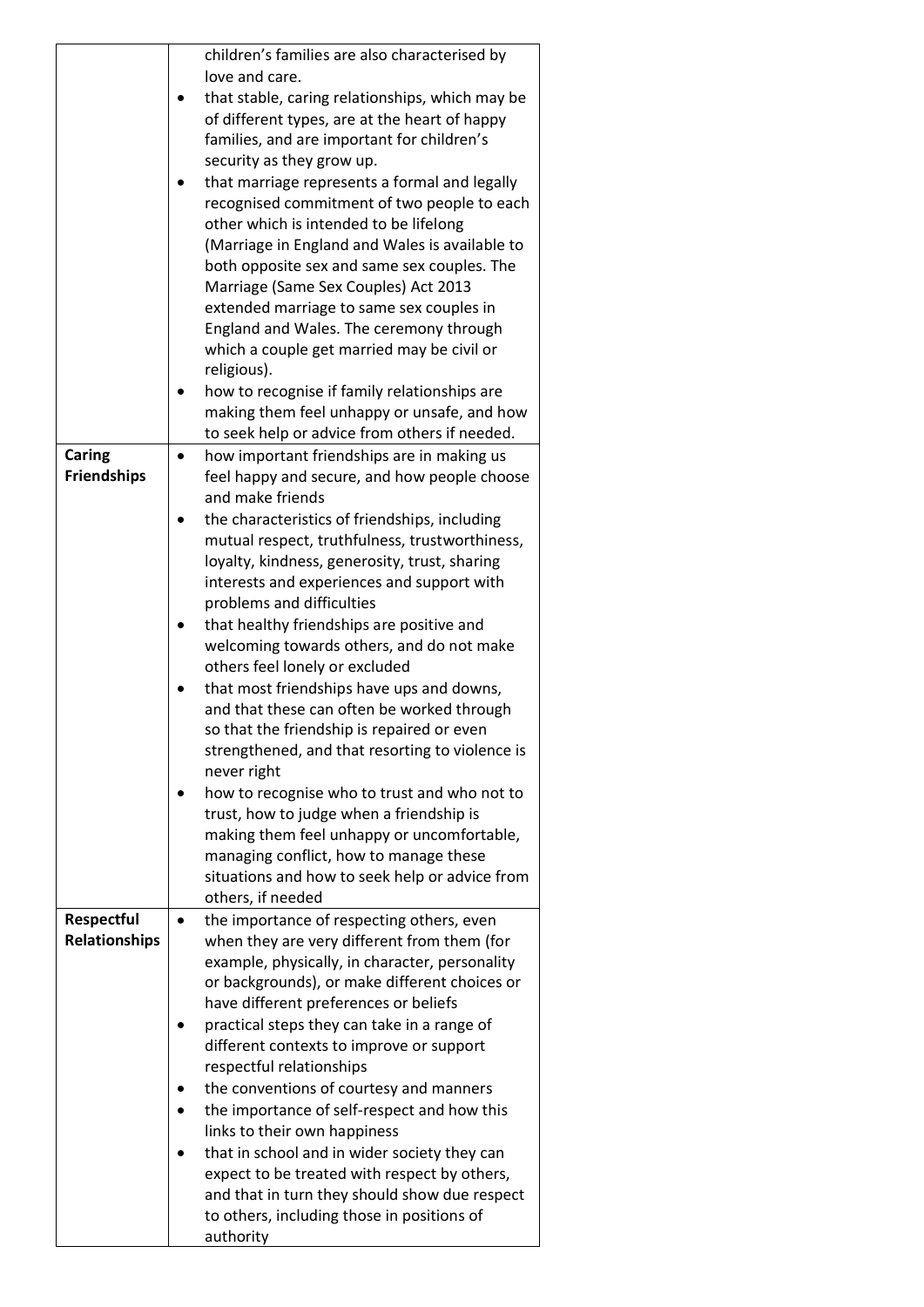| | |
|---|---|
| | children's families are also characterised by love and care.<br>• that stable, caring relationships, which may be of different types, are at the heart of happy families, and are important for children's security as they grow up.<br>• that marriage represents a formal and legally recognised commitment of two people to each other which is intended to be lifelong (Marriage in England and Wales is available to both opposite sex and same sex couples. The Marriage (Same Sex Couples) Act 2013 extended marriage to same sex couples in England and Wales. The ceremony through which a couple get married may be civil or religious).<br>• how to recognise if family relationships are making them feel unhappy or unsafe, and how to seek help or advice from others if needed. |
| **Caring Friendships** | • how important friendships are in making us feel happy and secure, and how people choose and make friends<br>• the characteristics of friendships, including mutual respect, truthfulness, trustworthiness, loyalty, kindness, generosity, trust, sharing interests and experiences and support with problems and difficulties<br>• that healthy friendships are positive and welcoming towards others, and do not make others feel lonely or excluded<br>• that most friendships have ups and downs, and that these can often be worked through so that the friendship is repaired or even strengthened, and that resorting to violence is never right<br>• how to recognise who to trust and who not to trust, how to judge when a friendship is making them feel unhappy or uncomfortable, managing conflict, how to manage these situations and how to seek help or advice from others, if needed |
| **Respectful Relationships** | • the importance of respecting others, even when they are very different from them (for example, physically, in character, personality or backgrounds), or make different choices or have different preferences or beliefs<br>• practical steps they can take in a range of different contexts to improve or support respectful relationships<br>• the conventions of courtesy and manners<br>• the importance of self-respect and how this links to their own happiness<br>• that in school and in wider society they can expect to be treated with respect by others, and that in turn they should show due respect to others, including those in positions of authority |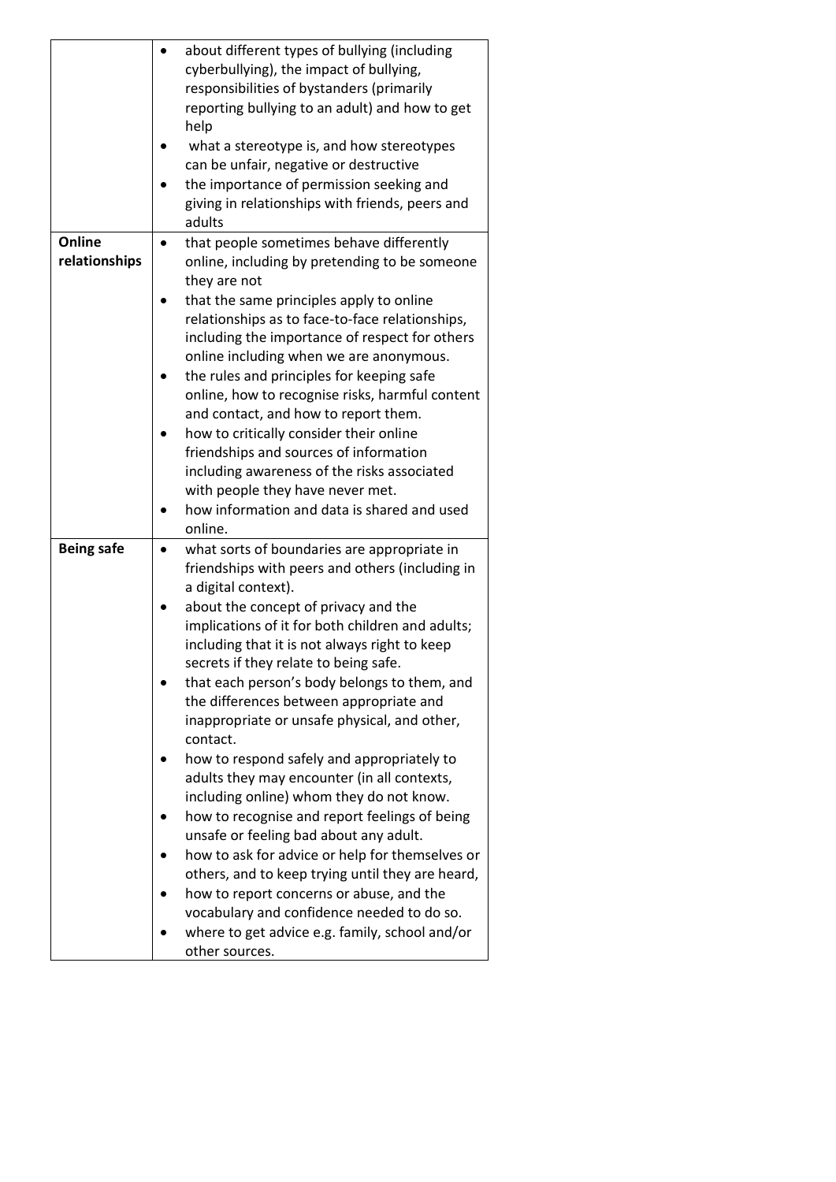| | |
|---|---|
| | • about different types of bullying (including cyberbullying), the impact of bullying, responsibilities of bystanders (primarily reporting bullying to an adult) and how to get help<br>• what a stereotype is, and how stereotypes can be unfair, negative or destructive<br>• the importance of permission seeking and giving in relationships with friends, peers and adults |
| **Online relationships** | • that people sometimes behave differently online, including by pretending to be someone they are not<br>• that the same principles apply to online relationships as to face-to-face relationships, including the importance of respect for others online including when we are anonymous.<br>• the rules and principles for keeping safe online, how to recognise risks, harmful content and contact, and how to report them.<br>• how to critically consider their online friendships and sources of information including awareness of the risks associated with people they have never met.<br>• how information and data is shared and used online. |
| **Being safe** | • what sorts of boundaries are appropriate in friendships with peers and others (including in a digital context).<br>• about the concept of privacy and the implications of it for both children and adults; including that it is not always right to keep secrets if they relate to being safe.<br>• that each person's body belongs to them, and the differences between appropriate and inappropriate or unsafe physical, and other, contact.<br>• how to respond safely and appropriately to adults they may encounter (in all contexts, including online) whom they do not know.<br>• how to recognise and report feelings of being unsafe or feeling bad about any adult.<br>• how to ask for advice or help for themselves or others, and to keep trying until they are heard,<br>• how to report concerns or abuse, and the vocabulary and confidence needed to do so.<br>• where to get advice e.g. family, school and/or other sources. |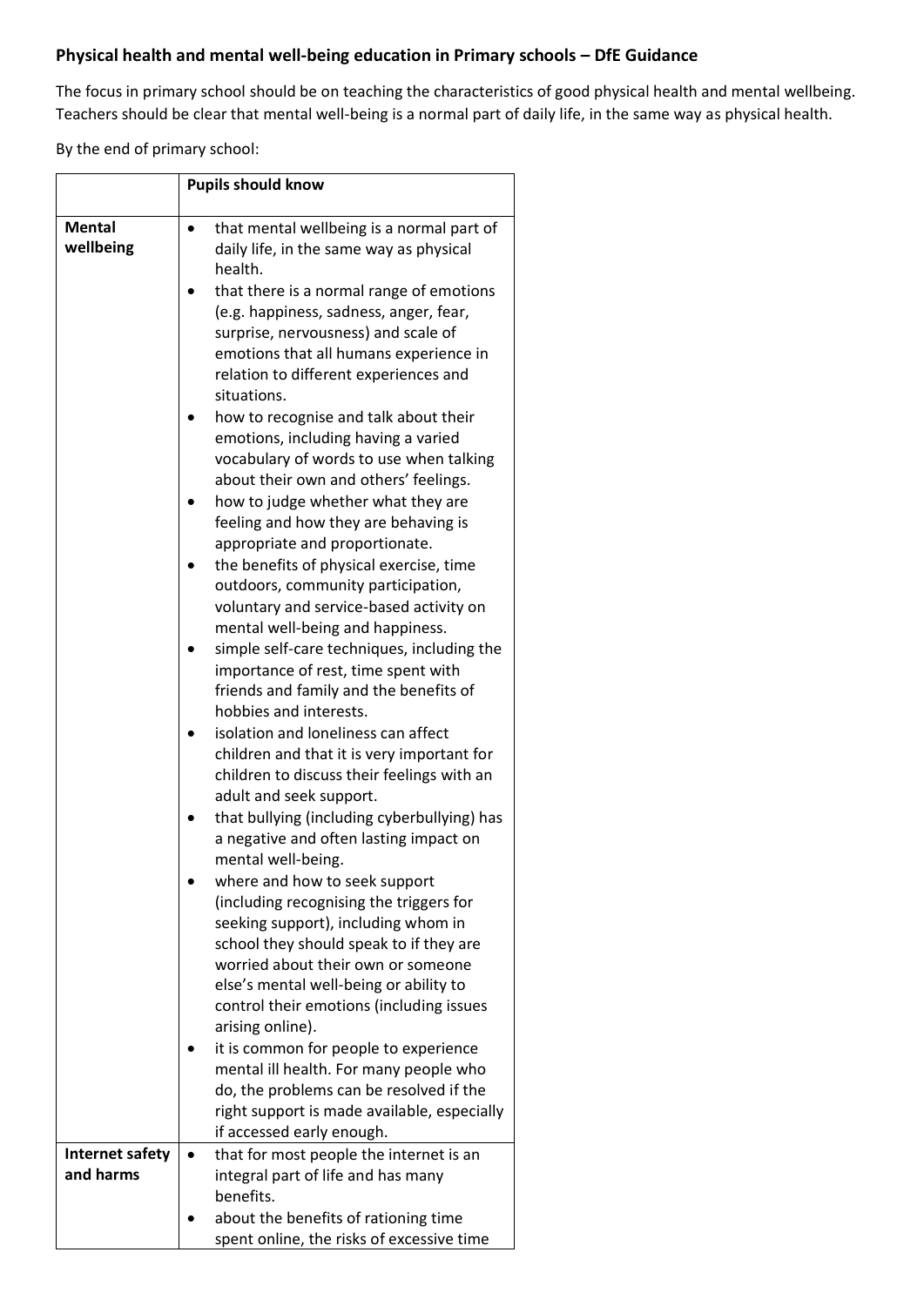**Physical health and mental well-being education in Primary schools – DfE Guidance**

The focus in primary school should be on teaching the characteristics of good physical health and mental wellbeing. Teachers should be clear that mental well-being is a normal part of daily life, in the same way as physical health.

By the end of primary school:

| | Pupils should know |
|---|---|
| **Mental wellbeing** | • that mental wellbeing is a normal part of daily life, in the same way as physical health.<br>• that there is a normal range of emotions (e.g. happiness, sadness, anger, fear, surprise, nervousness) and scale of emotions that all humans experience in relation to different experiences and situations.<br>• how to recognise and talk about their emotions, including having a varied vocabulary of words to use when talking about their own and others' feelings.<br>• how to judge whether what they are feeling and how they are behaving is appropriate and proportionate.<br>• the benefits of physical exercise, time outdoors, community participation, voluntary and service-based activity on mental well-being and happiness.<br>• simple self-care techniques, including the importance of rest, time spent with friends and family and the benefits of hobbies and interests.<br>• isolation and loneliness can affect children and that it is very important for children to discuss their feelings with an adult and seek support.<br>• that bullying (including cyberbullying) has a negative and often lasting impact on mental well-being.<br>• where and how to seek support (including recognising the triggers for seeking support), including whom in school they should speak to if they are worried about their own or someone else's mental well-being or ability to control their emotions (including issues arising online).<br>• it is common for people to experience mental ill health. For many people who do, the problems can be resolved if the right support is made available, especially if accessed early enough. |
| **Internet safety and harms** | • that for most people the internet is an integral part of life and has many benefits.<br>• about the benefits of rationing time spent online, the risks of excessive time |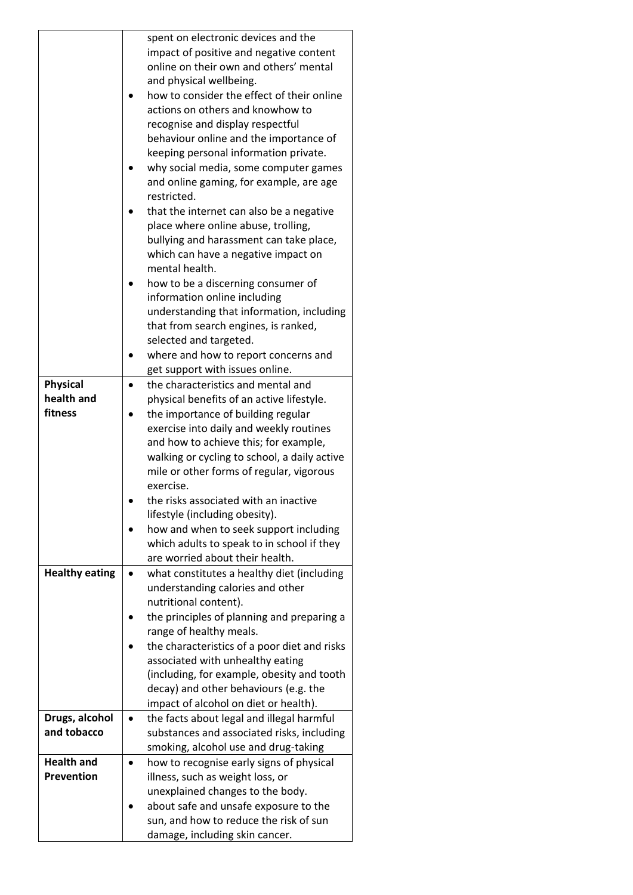| | |
|---|---|
| | spent on electronic devices and the impact of positive and negative content online on their own and others' mental and physical wellbeing.<br>• how to consider the effect of their online actions on others and knowhow to recognise and display respectful behaviour online and the importance of keeping personal information private.<br>• why social media, some computer games and online gaming, for example, are age restricted.<br>• that the internet can also be a negative place where online abuse, trolling, bullying and harassment can take place, which can have a negative impact on mental health.<br>• how to be a discerning consumer of information online including understanding that information, including that from search engines, is ranked, selected and targeted.<br>• where and how to report concerns and get support with issues online. |
| **Physical health and fitness** | • the characteristics and mental and physical benefits of an active lifestyle.<br>• the importance of building regular exercise into daily and weekly routines and how to achieve this; for example, walking or cycling to school, a daily active mile or other forms of regular, vigorous exercise.<br>• the risks associated with an inactive lifestyle (including obesity).<br>• how and when to seek support including which adults to speak to in school if they are worried about their health. |
| **Healthy eating** | • what constitutes a healthy diet (including understanding calories and other nutritional content).<br>• the principles of planning and preparing a range of healthy meals.<br>• the characteristics of a poor diet and risks associated with unhealthy eating (including, for example, obesity and tooth decay) and other behaviours (e.g. the impact of alcohol on diet or health). |
| **Drugs, alcohol and tobacco** | • the facts about legal and illegal harmful substances and associated risks, including smoking, alcohol use and drug-taking |
| **Health and Prevention** | • how to recognise early signs of physical illness, such as weight loss, or unexplained changes to the body.<br>• about safe and unsafe exposure to the sun, and how to reduce the risk of sun damage, including skin cancer. |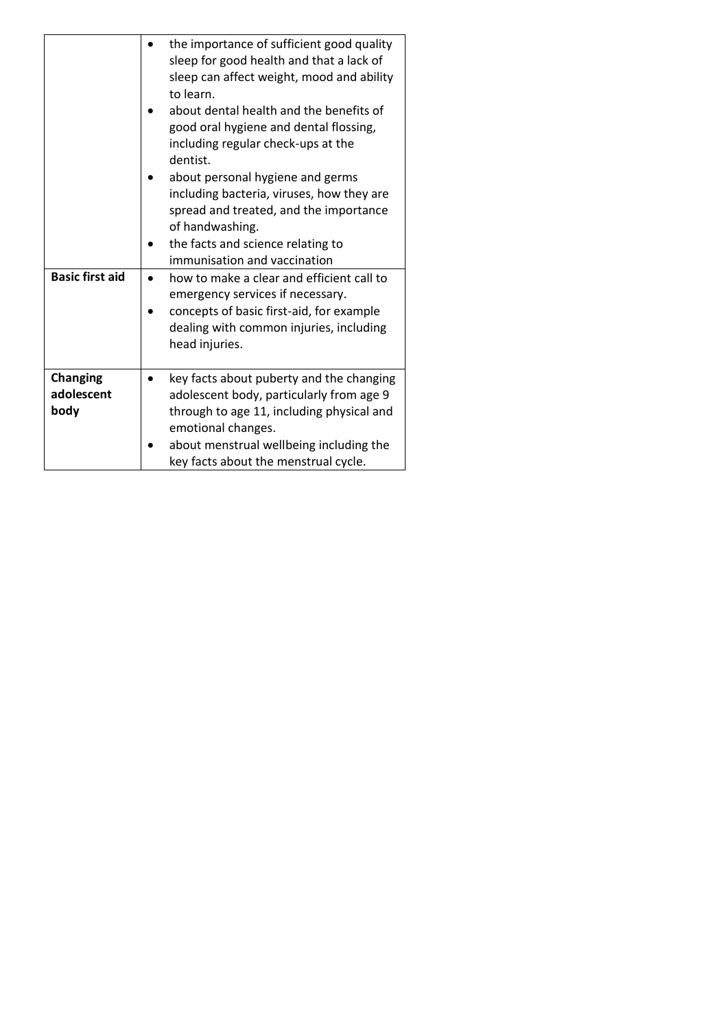| | |
|---|---|
| | • the importance of sufficient good quality sleep for good health and that a lack of sleep can affect weight, mood and ability to learn.<br>• about dental health and the benefits of good oral hygiene and dental flossing, including regular check-ups at the dentist.<br>• about personal hygiene and germs including bacteria, viruses, how they are spread and treated, and the importance of handwashing.<br>• the facts and science relating to immunisation and vaccination |
| **Basic first aid** | • how to make a clear and efficient call to emergency services if necessary.<br>• concepts of basic first-aid, for example dealing with common injuries, including head injuries. |
| **Changing adolescent body** | • key facts about puberty and the changing adolescent body, particularly from age 9 through to age 11, including physical and emotional changes.<br>• about menstrual wellbeing including the key facts about the menstrual cycle. |